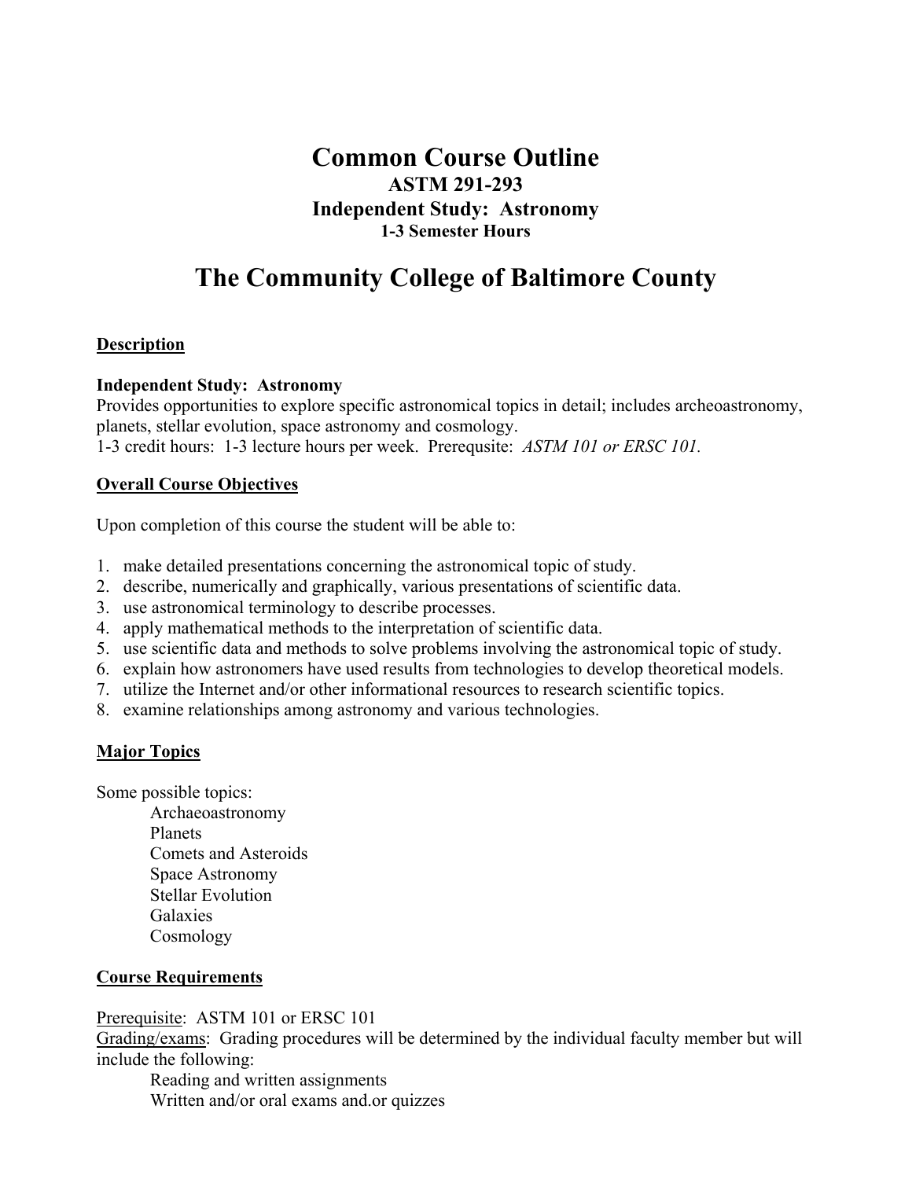# Common Course Outline

### ASTM 291-293
### Independent Study: Astronomy
#### 1-3 Semester Hours

# The Community College of Baltimore County

## Description

**Independent Study: Astronomy**
Provides opportunities to explore specific astronomical topics in detail; includes archeoastronomy, planets, stellar evolution, space astronomy and cosmology.
1-3 credit hours: 1-3 lecture hours per week. Prerequsite: *ASTM 101 or ERSC 101.*

## Overall Course Objectives

Upon completion of this course the student will be able to:

1. make detailed presentations concerning the astronomical topic of study.
2. describe, numerically and graphically, various presentations of scientific data.
3. use astronomical terminology to describe processes.
4. apply mathematical methods to the interpretation of scientific data.
5. use scientific data and methods to solve problems involving the astronomical topic of study.
6. explain how astronomers have used results from technologies to develop theoretical models.
7. utilize the Internet and/or other informational resources to research scientific topics.
8. examine relationships among astronomy and various technologies.

## Major Topics

Some possible topics:

- Archaeoastronomy
- Planets
- Comets and Asteroids
- Space Astronomy
- Stellar Evolution
- Galaxies
- Cosmology

## Course Requirements

Prerequisite: ASTM 101 or ERSC 101
Grading/exams: Grading procedures will be determined by the individual faculty member but will include the following:

- Reading and written assignments
- Written and/or oral exams and.or quizzes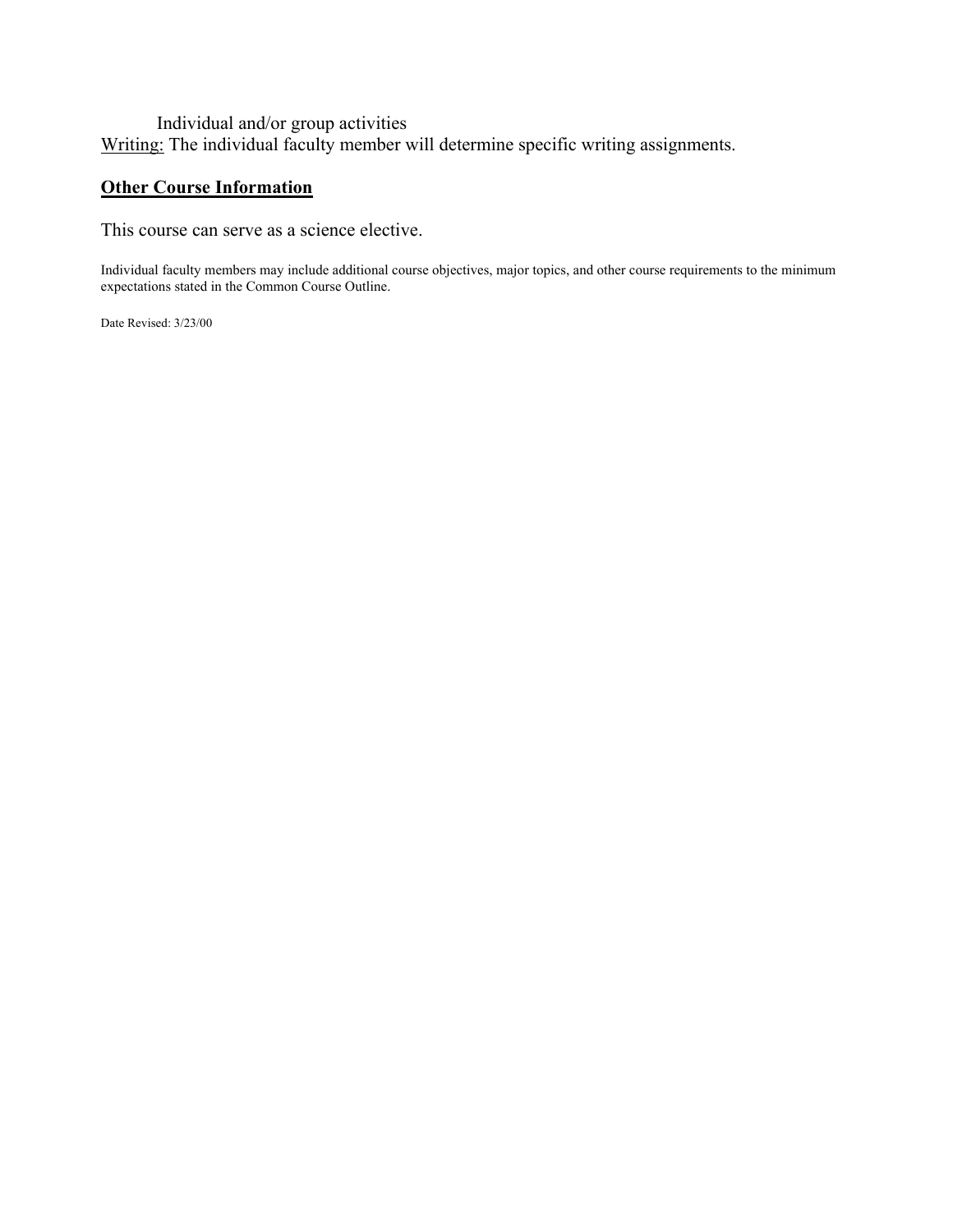Individual and/or group activities

Writing: The individual faculty member will determine specific writing assignments.

## Other Course Information

This course can serve as a science elective.

Individual faculty members may include additional course objectives, major topics, and other course requirements to the minimum expectations stated in the Common Course Outline.

Date Revised: 3/23/00